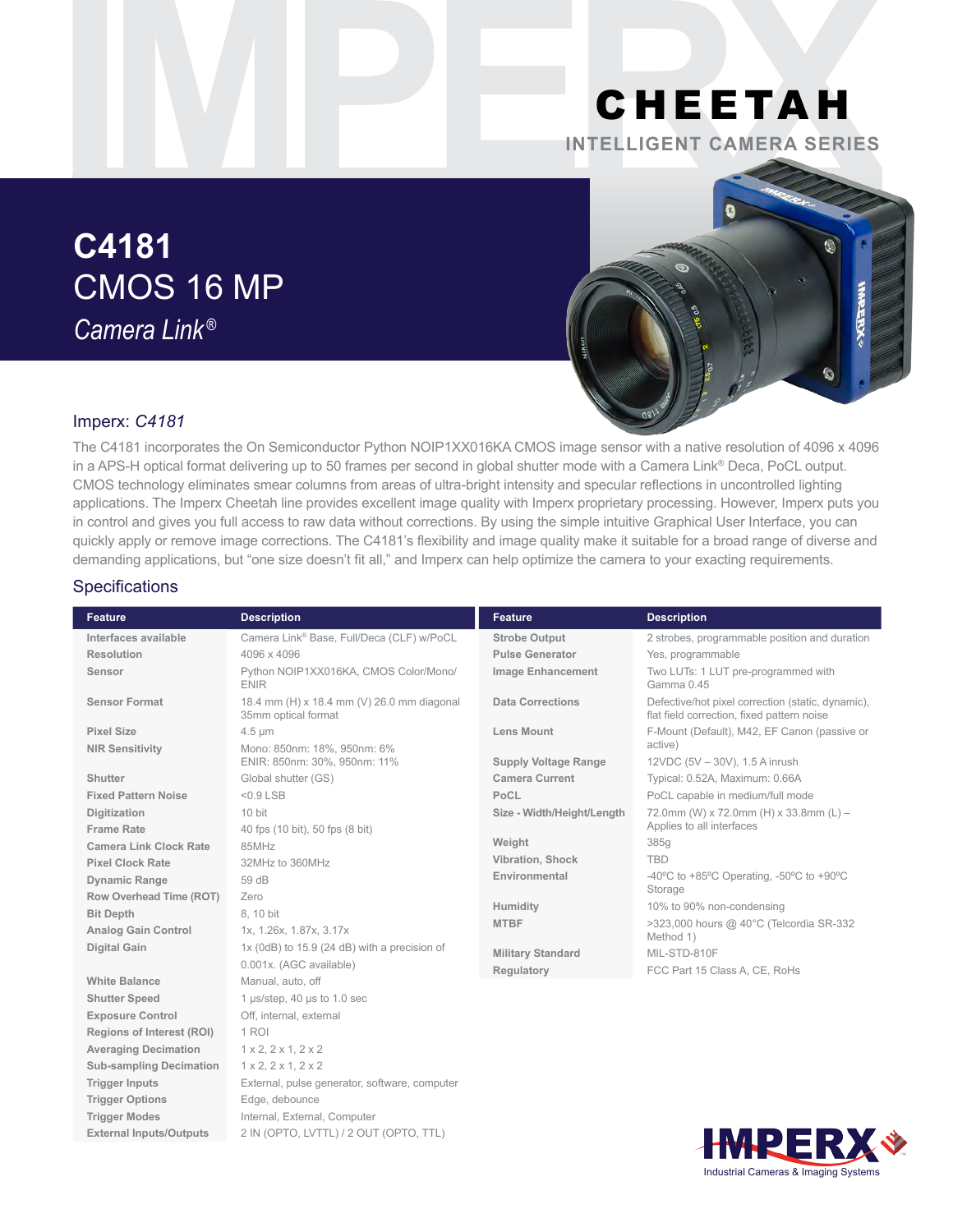# CHEETAH

INTELLIGENT CAMERA SERIES

# C4181
## CMOS 16 MP
*Camera Link®*

## Imperx: *C4181*

The C4181 incorporates the On Semiconductor Python NOIP1XX016KA CMOS image sensor with a native resolution of 4096 x 4096 in a APS-H optical format delivering up to 50 frames per second in global shutter mode with a Camera Link® Deca, PoCL output. CMOS technology eliminates smear columns from areas of ultra-bright intensity and specular reflections in uncontrolled lighting applications. The Imperx Cheetah line provides excellent image quality with Imperx proprietary processing. However, Imperx puts you in control and gives you full access to raw data without corrections. By using the simple intuitive Graphical User Interface, you can quickly apply or remove image corrections. The C4181's flexibility and image quality make it suitable for a broad range of diverse and demanding applications, but "one size doesn't fit all," and Imperx can help optimize the camera to your exacting requirements.

## Specifications

| Feature | Description |
|---|---|
| Interfaces available | Camera Link® Base, Full/Deca (CLF) w/PoCL |
| Resolution | 4096 x 4096 |
| Sensor | Python NOIP1XX016KA, CMOS Color/Mono/ENIR |
| Sensor Format | 18.4 mm (H) x 18.4 mm (V) 26.0 mm diagonal 35mm optical format |
| Pixel Size | 4.5 µm |
| NIR Sensitivity | Mono: 850nm: 18%, 950nm: 6%<br>ENIR: 850nm: 30%, 950nm: 11% |
| Shutter | Global shutter (GS) |
| Fixed Pattern Noise | <0.9 LSB |
| Digitization | 10 bit |
| Frame Rate | 40 fps (10 bit), 50 fps (8 bit) |
| Camera Link Clock Rate | 85MHz |
| Pixel Clock Rate | 32MHz to 360MHz |
| Dynamic Range | 59 dB |
| Row Overhead Time (ROT) | Zero |
| Bit Depth | 8, 10 bit |
| Analog Gain Control | 1x, 1.26x, 1.87x, 3.17x |
| Digital Gain | 1x (0dB) to 15.9 (24 dB) with a precision of 0.001x. (AGC available) |
| White Balance | Manual, auto, off |
| Shutter Speed | 1 µs/step, 40 µs to 1.0 sec |
| Exposure Control | Off, internal, external |
| Regions of Interest (ROI) | 1 ROI |
| Averaging Decimation | 1 x 2, 2 x 1, 2 x 2 |
| Sub-sampling Decimation | 1 x 2, 2 x 1, 2 x 2 |
| Trigger Inputs | External, pulse generator, software, computer |
| Trigger Options | Edge, debounce |
| Trigger Modes | Internal, External, Computer |
| External Inputs/Outputs | 2 IN (OPTO, LVTTL) / 2 OUT (OPTO, TTL) |
| Strobe Output | 2 strobes, programmable position and duration |
| Pulse Generator | Yes, programmable |
| Image Enhancement | Two LUTs: 1 LUT pre-programmed with Gamma 0.45 |
| Data Corrections | Defective/hot pixel correction (static, dynamic), flat field correction, fixed pattern noise |
| Lens Mount | F-Mount (Default), M42, EF Canon (passive or active) |
| Supply Voltage Range | 12VDC (5V – 30V), 1.5 A inrush |
| Camera Current | Typical: 0.52A, Maximum: 0.66A |
| PoCL | PoCL capable in medium/full mode |
| Size - Width/Height/Length | 72.0mm (W) x 72.0mm (H) x 33.8mm (L) – Applies to all interfaces |
| Weight | 385g |
| Vibration, Shock | TBD |
| Environmental | -40ºC to +85ºC Operating, -50ºC to +90ºC Storage |
| Humidity | 10% to 90% non-condensing |
| MTBF | >323,000 hours @ 40°C (Telcordia SR-332 Method 1) |
| Military Standard | MIL-STD-810F |
| Regulatory | FCC Part 15 Class A, CE, RoHs |

IMPERX
Industrial Cameras & Imaging Systems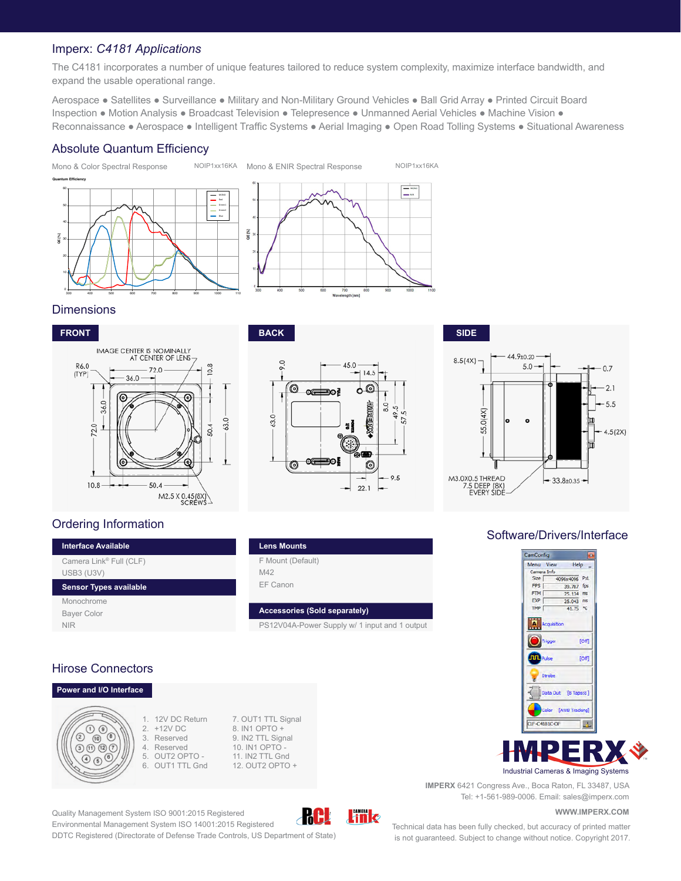## Imperx: *C4181 Applications*

The C4181 incorporates a number of unique features tailored to reduce system complexity, maximize interface bandwidth, and expand the usable operational range.

Aerospace ● Satellites ● Surveillance ● Military and Non-Military Ground Vehicles ● Ball Grid Array ● Printed Circuit Board Inspection ● Motion Analysis ● Broadcast Television ● Telepresence ● Unmanned Aerial Vehicles ● Machine Vision ● Reconnaissance ● Aerospace ● Intelligent Traffic Systems ● Aerial Imaging ● Open Road Tolling Systems ● Situational Awareness

## Absolute Quantum Efficiency

Mono & Color Spectral Response NOIP1xx16KA

Quantum Efficiency

QE [%]

Mono & ENIR Spectral Response NOIP1xx16KA

QE [%]

Wavelength [nm]

## Dimensions

**FRONT**

IMAGE CENTER IS NOMINALLY AT CENTER OF LENS

R6.0 (TYP)

72.0

36.0

10.8

36.0

72.0

50.4

63.0

10.8

50.4

M2.5 X 0.45(8X) SCREWS

**BACK**

9.0

45.0

14.5

63.0

8.0

49.5

57.5

9.5

22.1

**SIDE**

8.5(4X)

44.9±0.20

5.0

0.7

2.1

5.5

55.0(4X)

4.5(2X)

M3.0X0.5 THREAD 7.5 DEEP (8X) EVERY SIDE

33.8±0.35

## Ordering Information

| Interface Available |
|---|
| Camera Link® Full (CLF) |
| USB3 (U3V) |

| Sensor Types available |
|---|
| Monochrome |
| Bayer Color |
| NIR |

| Lens Mounts |
|---|
| F Mount (Default) |
| M42 |
| EF Canon |

| Accessories (Sold separately) |
|---|
| PS12V04A-Power Supply w/ 1 input and 1 output |

## Software/Drivers/Interface

## Hirose Connectors

**Power and I/O Interface**

1. 12V DC Return
2. +12V DC
3. Reserved
4. Reserved
5. OUT2 OPTO -
6. OUT1 TTL Gnd
7. OUT1 TTL Signal
8. IN1 OPTO +
9. IN2 TTL Signal
10. IN1 OPTO -
11. IN2 TTL Gnd
12. OUT2 OPTO +

IMPERX

Industrial Cameras & Imaging Systems

**IMPERX** 6421 Congress Ave., Boca Raton, FL 33487, USA
Tel: +1-561-989-0006. Email: sales@imperx.com

**WWW.IMPERX.COM**

Quality Management System ISO 9001:2015 Registered
Environmental Management System ISO 14001:2015 Registered
DDTC Registered (Directorate of Defense Trade Controls, US Department of State)

Technical data has been fully checked, but accuracy of printed matter is not guaranteed. Subject to change without notice. Copyright 2017.